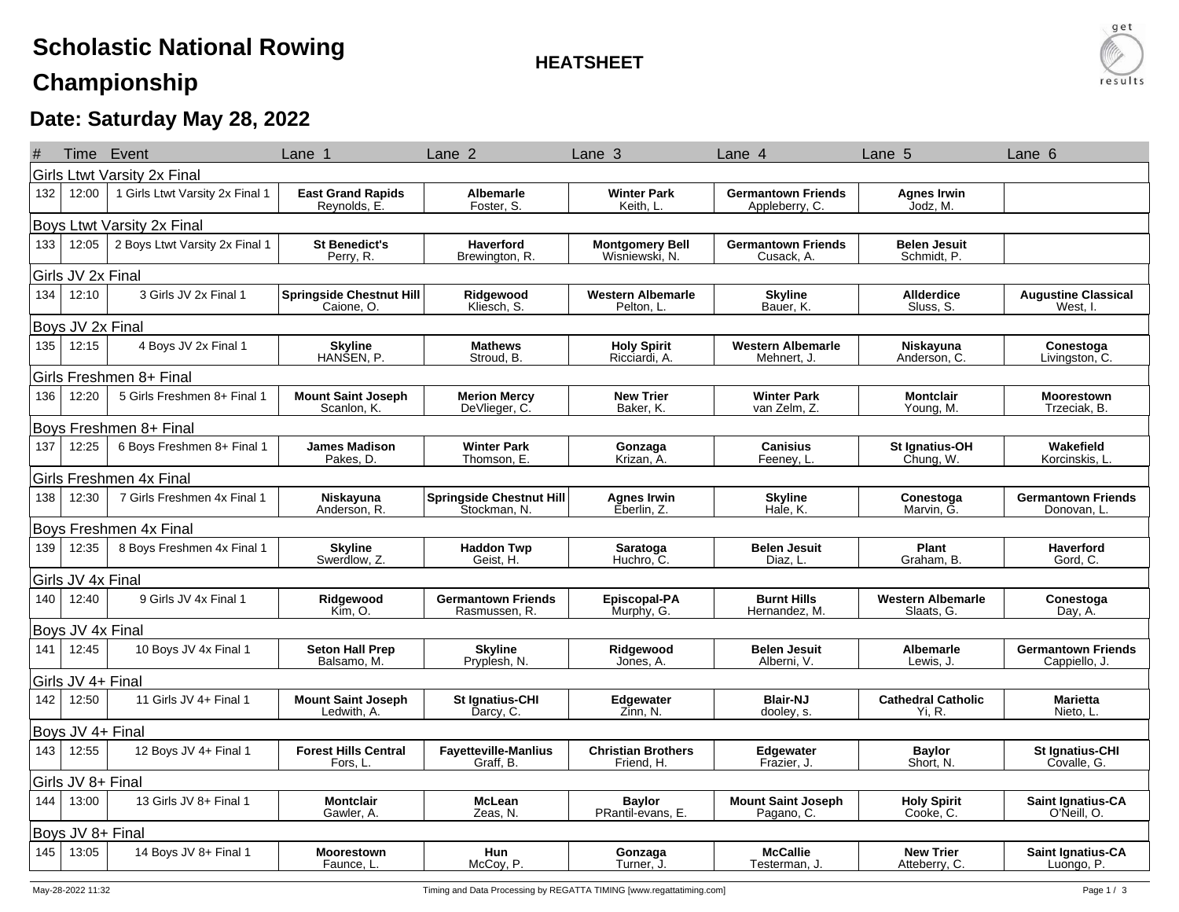# Scholastic National Rowing Championship

**HEATSHEET**

## Date: Saturday May 28, 2022

| # | Time | Event | Lane 1 | Lane 2 | Lane 3 | Lane 4 | Lane 5 | Lane 6 |
|---|---|---|---|---|---|---|---|---|
| **Girls Ltwt Varsity 2x Final** | | | | | | | | |
| 132 | 12:00 | 1 Girls Ltwt Varsity 2x Final 1 | **East Grand Rapids** Reynolds, E. | **Albemarle** Foster, S. | **Winter Park** Keith, L. | **Germantown Friends** Appleberry, C. | **Agnes Irwin** Jodz, M. | |
| **Boys Ltwt Varsity 2x Final** | | | | | | | | |
| 133 | 12:05 | 2 Boys Ltwt Varsity 2x Final 1 | **St Benedict's** Perry, R. | **Haverford** Brewington, R. | **Montgomery Bell** Wisniewski, N. | **Germantown Friends** Cusack, A. | **Belen Jesuit** Schmidt, P. | |
| **Girls JV 2x Final** | | | | | | | | |
| 134 | 12:10 | 3 Girls JV 2x Final 1 | **Springside Chestnut Hill** Caione, O. | **Ridgewood** Kliesch, S. | **Western Albemarle** Pelton, L. | **Skyline** Bauer, K. | **Allderdice** Sluss, S. | **Augustine Classical** West, I. |
| **Boys JV 2x Final** | | | | | | | | |
| 135 | 12:15 | 4 Boys JV 2x Final 1 | **Skyline** HANSEN, P. | **Mathews** Stroud, B. | **Holy Spirit** Ricciardi, A. | **Western Albemarle** Mehnert, J. | **Niskayuna** Anderson, C. | **Conestoga** Livingston, C. |
| **Girls Freshmen 8+ Final** | | | | | | | | |
| 136 | 12:20 | 5 Girls Freshmen 8+ Final 1 | **Mount Saint Joseph** Scanlon, K. | **Merion Mercy** DeVlieger, C. | **New Trier** Baker, K. | **Winter Park** van Zelm, Z. | **Montclair** Young, M. | **Moorestown** Trzeciak, B. |
| **Boys Freshmen 8+ Final** | | | | | | | | |
| 137 | 12:25 | 6 Boys Freshmen 8+ Final 1 | **James Madison** Pakes, D. | **Winter Park** Thomson, E. | **Gonzaga** Krizan, A. | **Canisius** Feeney, L. | **St Ignatius-OH** Chung, W. | **Wakefield** Korcinskis, L. |
| **Girls Freshmen 4x Final** | | | | | | | | |
| 138 | 12:30 | 7 Girls Freshmen 4x Final 1 | **Niskayuna** Anderson, R. | **Springside Chestnut Hill** Stockman, N. | **Agnes Irwin** Eberlin, Z. | **Skyline** Hale, K. | **Conestoga** Marvin, G. | **Germantown Friends** Donovan, L. |
| **Boys Freshmen 4x Final** | | | | | | | | |
| 139 | 12:35 | 8 Boys Freshmen 4x Final 1 | **Skyline** Swerdlow, Z. | **Haddon Twp** Geist, H. | **Saratoga** Huchro, C. | **Belen Jesuit** Diaz, L. | **Plant** Graham, B. | **Haverford** Gord, C. |
| **Girls JV 4x Final** | | | | | | | | |
| 140 | 12:40 | 9 Girls JV 4x Final 1 | **Ridgewood** Kim, O. | **Germantown Friends** Rasmussen, R. | **Episcopal-PA** Murphy, G. | **Burnt Hills** Hernandez, M. | **Western Albemarle** Slaats, G. | **Conestoga** Day, A. |
| **Boys JV 4x Final** | | | | | | | | |
| 141 | 12:45 | 10 Boys JV 4x Final 1 | **Seton Hall Prep** Balsamo, M. | **Skyline** Pryplesh, N. | **Ridgewood** Jones, A. | **Belen Jesuit** Alberni, V. | **Albemarle** Lewis, J. | **Germantown Friends** Cappiello, J. |
| **Girls JV 4+ Final** | | | | | | | | |
| 142 | 12:50 | 11 Girls JV 4+ Final 1 | **Mount Saint Joseph** Ledwith, A. | **St Ignatius-CHI** Darcy, C. | **Edgewater** Zinn, N. | **Blair-NJ** dooley, s. | **Cathedral Catholic** Yi, R. | **Marietta** Nieto, L. |
| **Boys JV 4+ Final** | | | | | | | | |
| 143 | 12:55 | 12 Boys JV 4+ Final 1 | **Forest Hills Central** Fors, L. | **Fayetteville-Manlius** Graff, B. | **Christian Brothers** Friend, H. | **Edgewater** Frazier, J. | **Baylor** Short, N. | **St Ignatius-CHI** Covalle, G. |
| **Girls JV 8+ Final** | | | | | | | | |
| 144 | 13:00 | 13 Girls JV 8+ Final 1 | **Montclair** Gawler, A. | **McLean** Zeas, N. | **Baylor** PRantil-evans, E. | **Mount Saint Joseph** Pagano, C. | **Holy Spirit** Cooke, C. | **Saint Ignatius-CA** O'Neill, O. |
| **Boys JV 8+ Final** | | | | | | | | |
| 145 | 13:05 | 14 Boys JV 8+ Final 1 | **Moorestown** Faunce, L. | **Hun** McCoy, P. | **Gonzaga** Turner, J. | **McCallie** Testerman, J. | **New Trier** Atteberry, C. | **Saint Ignatius-CA** Luongo, P. |

May-28-2022 11:32 — Timing and Data Processing by REGATTA TIMING [www.regattatiming.com]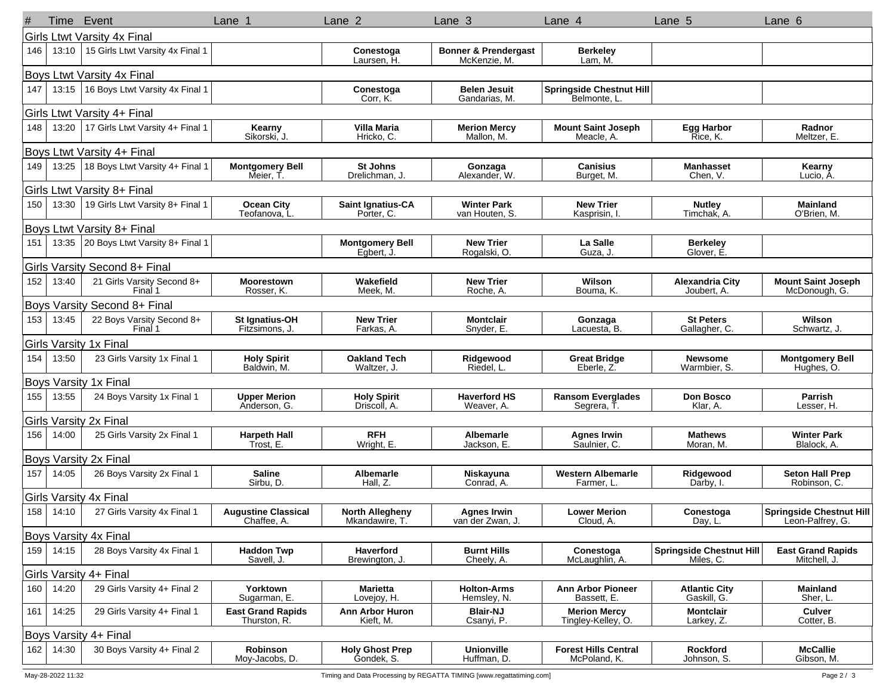| # | Time | Event | Lane 1 | Lane 2 | Lane 3 | Lane 4 | Lane 5 | Lane 6 |
|---|---|---|---|---|---|---|---|---|
| **Girls Ltwt Varsity 4x Final** | | | | | | | | |
| 146 | 13:10 | 15 Girls Ltwt Varsity 4x Final 1 | | **Conestoga** Laursen, H. | **Bonner & Prendergast** McKenzie, M. | **Berkeley** Lam, M. | | |
| **Boys Ltwt Varsity 4x Final** | | | | | | | | |
| 147 | 13:15 | 16 Boys Ltwt Varsity 4x Final 1 | | **Conestoga** Corr, K. | **Belen Jesuit** Gandarias, M. | **Springside Chestnut Hill** Belmonte, L. | | |
| **Girls Ltwt Varsity 4+ Final** | | | | | | | | |
| 148 | 13:20 | 17 Girls Ltwt Varsity 4+ Final 1 | **Kearny** Sikorski, J. | **Villa Maria** Hricko, C. | **Merion Mercy** Mallon, M. | **Mount Saint Joseph** Meacle, A. | **Egg Harbor** Rice, K. | **Radnor** Meltzer, E. |
| **Boys Ltwt Varsity 4+ Final** | | | | | | | | |
| 149 | 13:25 | 18 Boys Ltwt Varsity 4+ Final 1 | **Montgomery Bell** Meier, T. | **St Johns** Drelichman, J. | **Gonzaga** Alexander, W. | **Canisius** Burget, M. | **Manhasset** Chen, V. | **Kearny** Lucio, A. |
| **Girls Ltwt Varsity 8+ Final** | | | | | | | | |
| 150 | 13:30 | 19 Girls Ltwt Varsity 8+ Final 1 | **Ocean City** Teofanova, L. | **Saint Ignatius-CA** Porter, C. | **Winter Park** van Houten, S. | **New Trier** Kasprisin, I. | **Nutley** Timchak, A. | **Mainland** O'Brien, M. |
| **Boys Ltwt Varsity 8+ Final** | | | | | | | | |
| 151 | 13:35 | 20 Boys Ltwt Varsity 8+ Final 1 | | **Montgomery Bell** Egbert, J. | **New Trier** Rogalski, O. | **La Salle** Guza, J. | **Berkeley** Glover, E. | |
| **Girls Varsity Second 8+ Final** | | | | | | | | |
| 152 | 13:40 | 21 Girls Varsity Second 8+ Final 1 | **Moorestown** Rosser, K. | **Wakefield** Meek, M. | **New Trier** Roche, A. | **Wilson** Bouma, K. | **Alexandria City** Joubert, A. | **Mount Saint Joseph** McDonough, G. |
| **Boys Varsity Second 8+ Final** | | | | | | | | |
| 153 | 13:45 | 22 Boys Varsity Second 8+ Final 1 | **St Ignatius-OH** Fitzsimons, J. | **New Trier** Farkas, A. | **Montclair** Snyder, E. | **Gonzaga** Lacuesta, B. | **St Peters** Gallagher, C. | **Wilson** Schwartz, J. |
| **Girls Varsity 1x Final** | | | | | | | | |
| 154 | 13:50 | 23 Girls Varsity 1x Final 1 | **Holy Spirit** Baldwin, M. | **Oakland Tech** Waltzer, J. | **Ridgewood** Riedel, L. | **Great Bridge** Eberle, Z. | **Newsome** Warmbier, S. | **Montgomery Bell** Hughes, O. |
| **Boys Varsity 1x Final** | | | | | | | | |
| 155 | 13:55 | 24 Boys Varsity 1x Final 1 | **Upper Merion** Anderson, G. | **Holy Spirit** Driscoll, A. | **Haverford HS** Weaver, A. | **Ransom Everglades** Segrera, T. | **Don Bosco** Klar, A. | **Parrish** Lesser, H. |
| **Girls Varsity 2x Final** | | | | | | | | |
| 156 | 14:00 | 25 Girls Varsity 2x Final 1 | **Harpeth Hall** Trost, E. | **RFH** Wright, E. | **Albemarle** Jackson, E. | **Agnes Irwin** Saulnier, C. | **Mathews** Moran, M. | **Winter Park** Blalock, A. |
| **Boys Varsity 2x Final** | | | | | | | | |
| 157 | 14:05 | 26 Boys Varsity 2x Final 1 | **Saline** Sirbu, D. | **Albemarle** Hall, Z. | **Niskayuna** Conrad, A. | **Western Albemarle** Farmer, L. | **Ridgewood** Darby, I. | **Seton Hall Prep** Robinson, C. |
| **Girls Varsity 4x Final** | | | | | | | | |
| 158 | 14:10 | 27 Girls Varsity 4x Final 1 | **Augustine Classical** Chaffee, A. | **North Allegheny** Mkandawire, T. | **Agnes Irwin** van der Zwan, J. | **Lower Merion** Cloud, A. | **Conestoga** Day, L. | **Springside Chestnut Hill** Leon-Palfrey, G. |
| **Boys Varsity 4x Final** | | | | | | | | |
| 159 | 14:15 | 28 Boys Varsity 4x Final 1 | **Haddon Twp** Savell, J. | **Haverford** Brewington, J. | **Burnt Hills** Cheely, A. | **Conestoga** McLaughlin, A. | **Springside Chestnut Hill** Miles, C. | **East Grand Rapids** Mitchell, J. |
| **Girls Varsity 4+ Final** | | | | | | | | |
| 160 | 14:20 | 29 Girls Varsity 4+ Final 2 | **Yorktown** Sugarman, E. | **Marietta** Lovejoy, H. | **Holton-Arms** Hemsley, N. | **Ann Arbor Pioneer** Bassett, E. | **Atlantic City** Gaskill, G. | **Mainland** Sher, L. |
| 161 | 14:25 | 29 Girls Varsity 4+ Final 1 | **East Grand Rapids** Thurston, R. | **Ann Arbor Huron** Kieft, M. | **Blair-NJ** Csanyi, P. | **Merion Mercy** Tingley-Kelley, O. | **Montclair** Larkey, Z. | **Culver** Cotter, B. |
| **Boys Varsity 4+ Final** | | | | | | | | |
| 162 | 14:30 | 30 Boys Varsity 4+ Final 2 | **Robinson** Moy-Jacobs, D. | **Holy Ghost Prep** Gondek, S. | **Unionville** Huffman, D. | **Forest Hills Central** McPoland, K. | **Rockford** Johnson, S. | **McCallie** Gibson, M. |

May-28-2022 11:32 — Timing and Data Processing by REGATTA TIMING [www.regattatiming.com]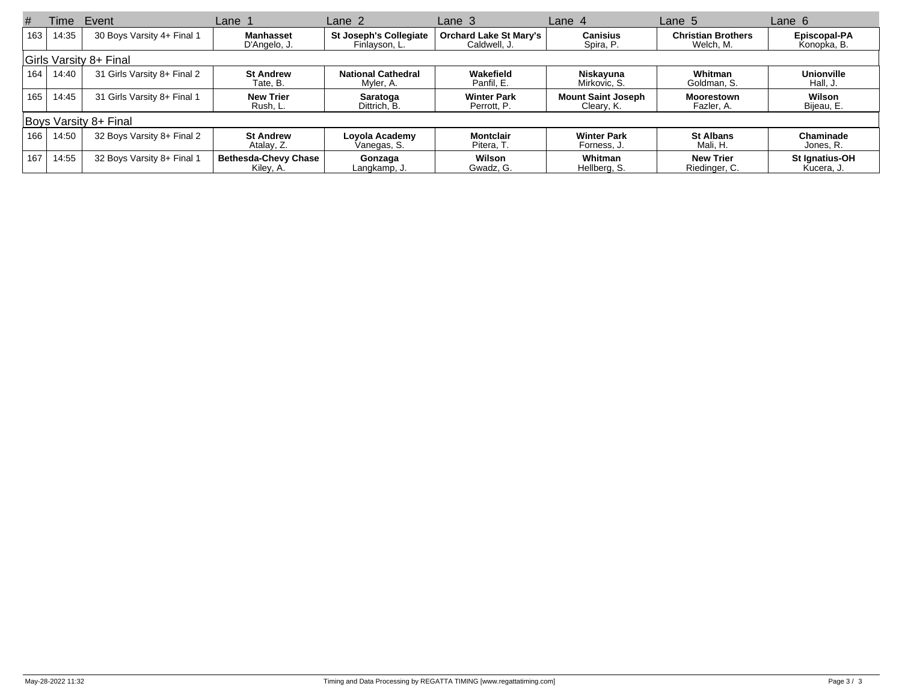| # | Time | Event | Lane 1 | Lane 2 | Lane 3 | Lane 4 | Lane 5 | Lane 6 |
|---|---|---|---|---|---|---|---|---|
| 163 | 14:35 | 30 Boys Varsity 4+ Final 1 | **Manhasset** D'Angelo, J. | **St Joseph's Collegiate** Finlayson, L. | **Orchard Lake St Mary's** Caldwell, J. | **Canisius** Spira, P. | **Christian Brothers** Welch, M. | **Episcopal-PA** Konopka, B. |
| Girls Varsity 8+ Final | | | | | | | | |
| 164 | 14:40 | 31 Girls Varsity 8+ Final 2 | **St Andrew** Tate, B. | **National Cathedral** Myler, A. | **Wakefield** Panfil, E. | **Niskayuna** Mirkovic, S. | **Whitman** Goldman, S. | **Unionville** Hall, J. |
| 165 | 14:45 | 31 Girls Varsity 8+ Final 1 | **New Trier** Rush, L. | **Saratoga** Dittrich, B. | **Winter Park** Perrott, P. | **Mount Saint Joseph** Cleary, K. | **Moorestown** Fazler, A. | **Wilson** Bijeau, E. |
| Boys Varsity 8+ Final | | | | | | | | |
| 166 | 14:50 | 32 Boys Varsity 8+ Final 2 | **St Andrew** Atalay, Z. | **Loyola Academy** Vanegas, S. | **Montclair** Pitera, T. | **Winter Park** Forness, J. | **St Albans** Mali, H. | **Chaminade** Jones, R. |
| 167 | 14:55 | 32 Boys Varsity 8+ Final 1 | **Bethesda-Chevy Chase** Kiley, A. | **Gonzaga** Langkamp, J. | **Wilson** Gwadz, G. | **Whitman** Hellberg, S. | **New Trier** Riedinger, C. | **St Ignatius-OH** Kucera, J. |

May-28-2022 11:32

Timing and Data Processing by REGATTA TIMING [www.regattatiming.com]